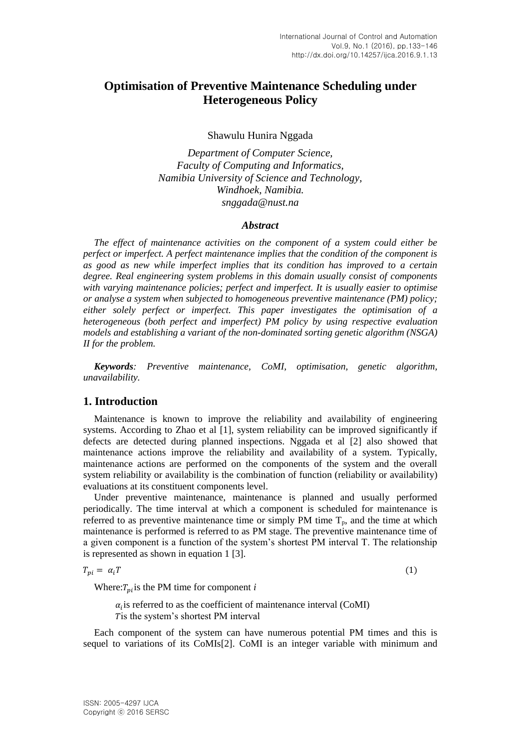# Optimisation of Preventive Maintenance Scheduling under Heterogeneous Policy

Shawulu Hunira Nggada

*Department of Computer Science,*
*Faculty of Computing and Informatics,*
*Namibia University of Science and Technology,*
*Windhoek, Namibia.*
*snggada@nust.na*

### *Abstract*

*The effect of maintenance activities on the component of a system could either be perfect or imperfect. A perfect maintenance implies that the condition of the component is as good as new while imperfect implies that its condition has improved to a certain degree. Real engineering system problems in this domain usually consist of components with varying maintenance policies; perfect and imperfect. It is usually easier to optimise or analyse a system when subjected to homogeneous preventive maintenance (PM) policy; either solely perfect or imperfect. This paper investigates the optimisation of a heterogeneous (both perfect and imperfect) PM policy by using respective evaluation models and establishing a variant of the non-dominated sorting genetic algorithm (NSGA) II for the problem.*

***Keywords****: Preventive maintenance, CoMI, optimisation, genetic algorithm, unavailability.*

## 1. Introduction

Maintenance is known to improve the reliability and availability of engineering systems. According to Zhao et al [1], system reliability can be improved significantly if defects are detected during planned inspections. Nggada et al [2] also showed that maintenance actions improve the reliability and availability of a system. Typically, maintenance actions are performed on the components of the system and the overall system reliability or availability is the combination of function (reliability or availability) evaluations at its constituent components level.

Under preventive maintenance, maintenance is planned and usually performed periodically. The time interval at which a component is scheduled for maintenance is referred to as preventive maintenance time or simply PM time $T_p$, and the time at which maintenance is performed is referred to as PM stage. The preventive maintenance time of a given component is a function of the system's shortest PM interval T. The relationship is represented as shown in equation 1 [3].

$$T_{pi} = \alpha_i T \tag{1}$$

Where: $T_{pi}$ is the PM time for component *i*

$\alpha_i$ is referred to as the coefficient of maintenance interval (CoMI)

$T$ is the system's shortest PM interval

Each component of the system can have numerous potential PM times and this is sequel to variations of its CoMIs[2]. CoMI is an integer variable with minimum and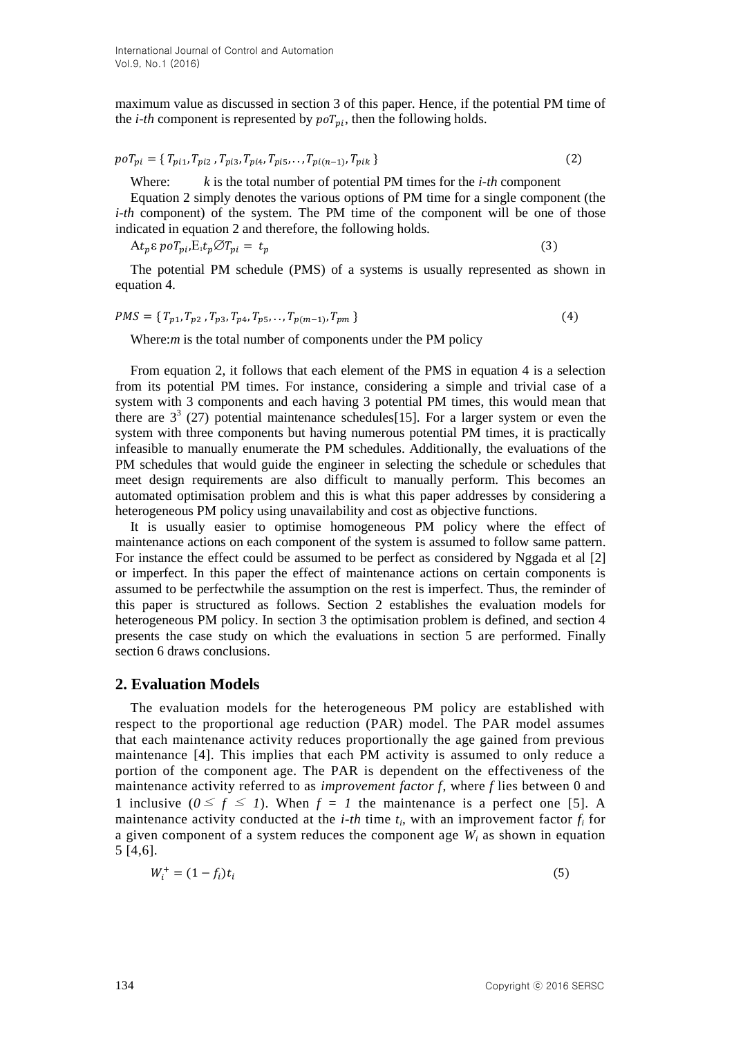maximum value as discussed in section 3 of this paper. Hence, if the potential PM time of the *i-th* component is represented by $poT_{pi}$, then the following holds.

$$poT_{pi} = \{ T_{pi1}, T_{pi2}, T_{pi3}, T_{pi4}, T_{pi5}, \ldots, T_{pi(n-1)}, T_{pik} \} \quad (2)$$

Where: $k$ is the total number of potential PM times for the *i-th* component

Equation 2 simply denotes the various options of PM time for a single component (the *i-th* component) of the system. The PM time of the component will be one of those indicated in equation 2 and therefore, the following holds.

$$\mathrm{A} t_p \varepsilon \, poT_{pi}, \mathrm{E}_{!} t_p \varnothing T_{pi} = t_p \quad (3)$$

The potential PM schedule (PMS) of a systems is usually represented as shown in equation 4.

$$PMS = \{ T_{p1}, T_{p2}, T_{p3}, T_{p4}, T_{p5}, \ldots, T_{p(m-1)}, T_{pm} \} \quad (4)$$

Where: $m$ is the total number of components under the PM policy

From equation 2, it follows that each element of the PMS in equation 4 is a selection from its potential PM times. For instance, considering a simple and trivial case of a system with 3 components and each having 3 potential PM times, this would mean that there are $3^3$ (27) potential maintenance schedules[15]. For a larger system or even the system with three components but having numerous potential PM times, it is practically infeasible to manually enumerate the PM schedules. Additionally, the evaluations of the PM schedules that would guide the engineer in selecting the schedule or schedules that meet design requirements are also difficult to manually perform. This becomes an automated optimisation problem and this is what this paper addresses by considering a heterogeneous PM policy using unavailability and cost as objective functions.

It is usually easier to optimise homogeneous PM policy where the effect of maintenance actions on each component of the system is assumed to follow same pattern. For instance the effect could be assumed to be perfect as considered by Nggada et al [2] or imperfect. In this paper the effect of maintenance actions on certain components is assumed to be perfectwhile the assumption on the rest is imperfect. Thus, the reminder of this paper is structured as follows. Section 2 establishes the evaluation models for heterogeneous PM policy. In section 3 the optimisation problem is defined, and section 4 presents the case study on which the evaluations in section 5 are performed. Finally section 6 draws conclusions.

## 2. Evaluation Models

The evaluation models for the heterogeneous PM policy are established with respect to the proportional age reduction (PAR) model. The PAR model assumes that each maintenance activity reduces proportionally the age gained from previous maintenance [4]. This implies that each PM activity is assumed to only reduce a portion of the component age. The PAR is dependent on the effectiveness of the maintenance activity referred to as *improvement factor f*, where $f$ lies between 0 and 1 inclusive ($0 \leq f \leq 1$). When $f = 1$ the maintenance is a perfect one [5]. A maintenance activity conducted at the *i-th* time $t_i$, with an improvement factor $f_i$ for a given component of a system reduces the component age $W_i$ as shown in equation 5 [4,6].

$$W_i^+ = (1 - f_i) t_i \quad (5)$$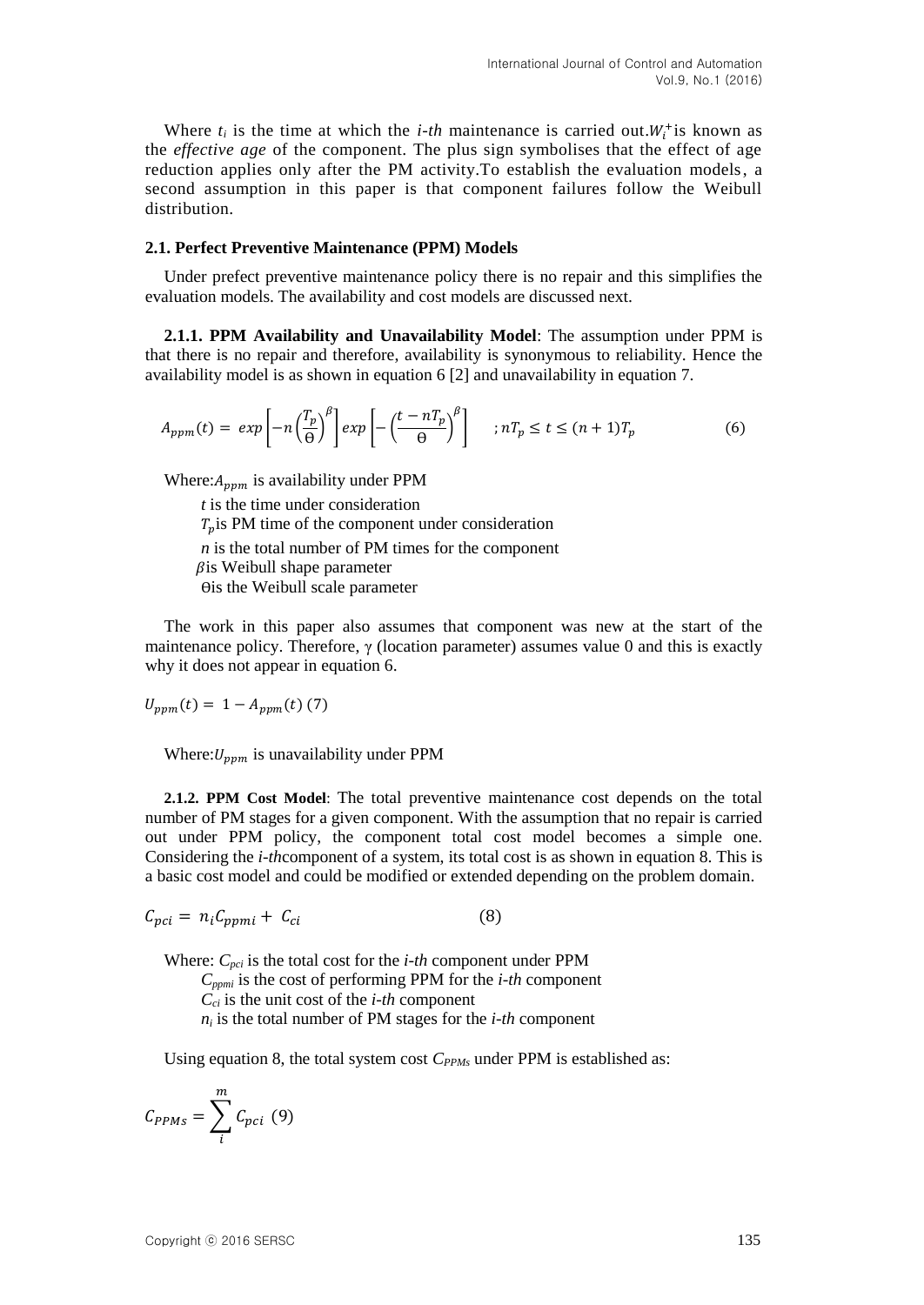Where $t_i$ is the time at which the *i-th* maintenance is carried out.$W_i^+$ is known as the *effective age* of the component. The plus sign symbolises that the effect of age reduction applies only after the PM activity.To establish the evaluation models, a second assumption in this paper is that component failures follow the Weibull distribution.

### 2.1. Perfect Preventive Maintenance (PPM) Models

Under prefect preventive maintenance policy there is no repair and this simplifies the evaluation models. The availability and cost models are discussed next.

**2.1.1. PPM Availability and Unavailability Model**: The assumption under PPM is that there is no repair and therefore, availability is synonymous to reliability. Hence the availability model is as shown in equation 6 [2] and unavailability in equation 7.

$$A_{ppm}(t) = exp\left[-n\left(\frac{T_p}{\Theta}\right)^{\beta}\right]exp\left[-\left(\frac{t-nT_p}{\Theta}\right)^{\beta}\right] \quad ; nT_p \le t \le (n+1)T_p \tag{6}$$

Where:$A_{ppm}$ is availability under PPM

*t* is the time under consideration

$T_p$is PM time of the component under consideration

*n* is the total number of PM times for the component

$\beta$is Weibull shape parameter

$\Theta$is the Weibull scale parameter

The work in this paper also assumes that component was new at the start of the maintenance policy. Therefore, $\gamma$ (location parameter) assumes value 0 and this is exactly why it does not appear in equation 6.

$$U_{ppm}(t) = 1 - A_{ppm}(t) \ (7)$$

Where:$U_{ppm}$ is unavailability under PPM

**2.1.2. PPM Cost Model**: The total preventive maintenance cost depends on the total number of PM stages for a given component. With the assumption that no repair is carried out under PPM policy, the component total cost model becomes a simple one. Considering the *i-th*component of a system, its total cost is as shown in equation 8. This is a basic cost model and could be modified or extended depending on the problem domain.

$$C_{pci} = n_i C_{ppmi} + C_{ci} \tag{8}$$

Where: $C_{pci}$ is the total cost for the *i-th* component under PPM

$C_{ppmi}$ is the cost of performing PPM for the *i-th* component

$C_{ci}$ is the unit cost of the *i-th* component

$n_i$ is the total number of PM stages for the *i-th* component

Using equation 8, the total system cost $C_{PPMs}$ under PPM is established as:

$$C_{PPMs} = \sum_{i}^{m} C_{pci} \ (9)$$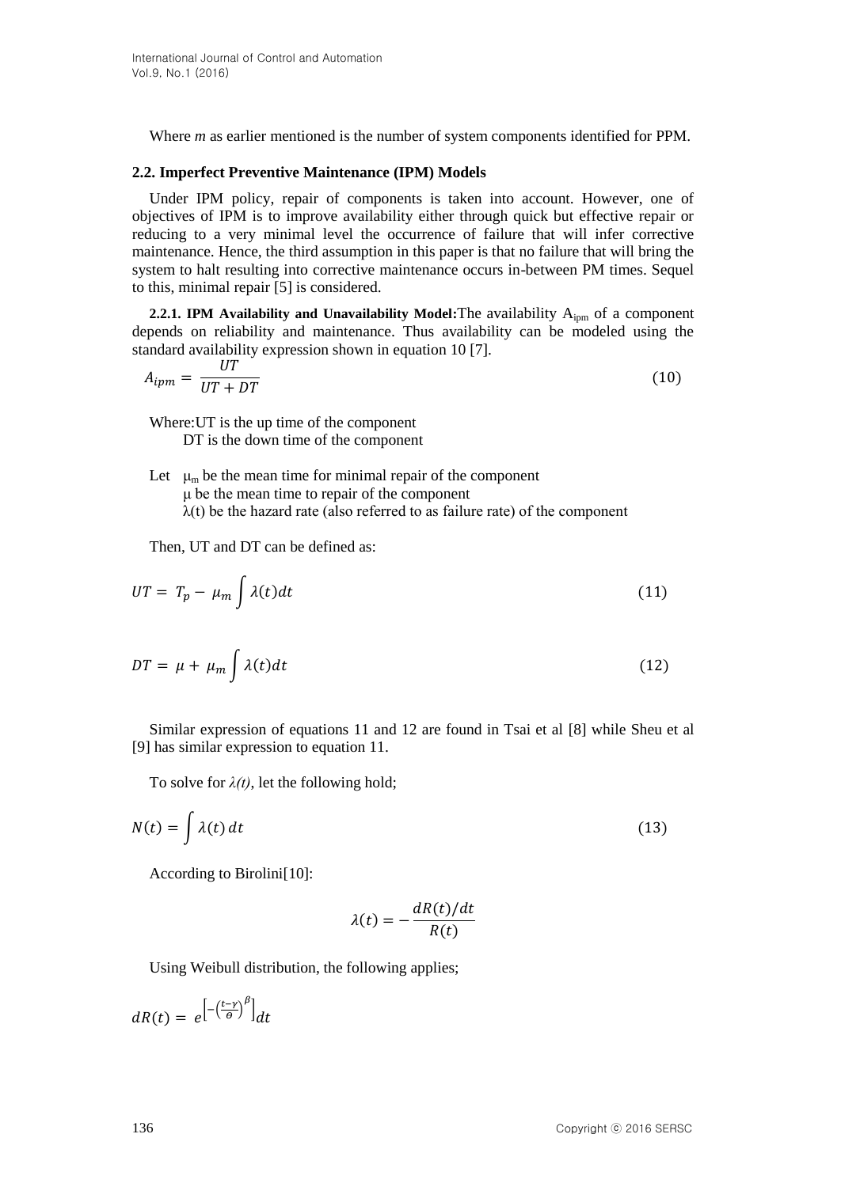Where *m* as earlier mentioned is the number of system components identified for PPM.

### 2.2. Imperfect Preventive Maintenance (IPM) Models

Under IPM policy, repair of components is taken into account. However, one of objectives of IPM is to improve availability either through quick but effective repair or reducing to a very minimal level the occurrence of failure that will infer corrective maintenance. Hence, the third assumption in this paper is that no failure that will bring the system to halt resulting into corrective maintenance occurs in-between PM times. Sequel to this, minimal repair [5] is considered.

**2.2.1. IPM Availability and Unavailability Model:** The availability $A_{ipm}$ of a component depends on reliability and maintenance. Thus availability can be modeled using the standard availability expression shown in equation 10 [7].

$$A_{ipm} = \frac{UT}{UT + DT} \tag{10}$$

Where: UT is the up time of the component
DT is the down time of the component

Let $\mu_m$ be the mean time for minimal repair of the component
$\mu$ be the mean time to repair of the component
$\lambda(t)$ be the hazard rate (also referred to as failure rate) of the component

Then, UT and DT can be defined as:

$$UT = T_p - \mu_m \int \lambda(t)dt \tag{11}$$

$$DT = \mu + \mu_m \int \lambda(t)dt \tag{12}$$

Similar expression of equations 11 and 12 are found in Tsai et al [8] while Sheu et al [9] has similar expression to equation 11.

To solve for *λ(t)*, let the following hold;

$$N(t) = \int \lambda(t)\, dt \tag{13}$$

According to Birolini[10]:

$$\lambda(t) = -\frac{dR(t)/dt}{R(t)}$$

Using Weibull distribution, the following applies;

$$dR(t) = e^{\left[-\left(\frac{t-\gamma}{\theta}\right)^{\beta}\right]}dt$$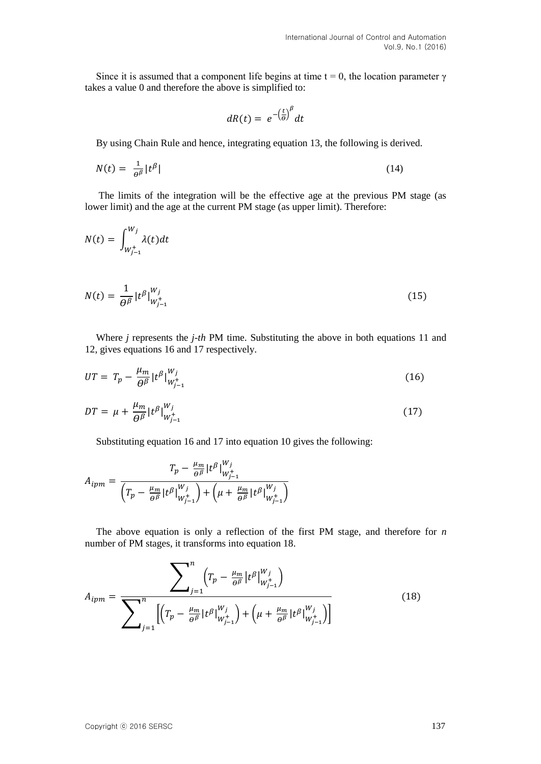Since it is assumed that a component life begins at time t = 0, the location parameter γ takes a value 0 and therefore the above is simplified to:

$$dR(t) = e^{-\left(\frac{t}{\theta}\right)^{\beta}} dt$$

By using Chain Rule and hence, integrating equation 13, the following is derived.

$$N(t) = \frac{1}{\theta^{\beta}} |t^{\beta}| \tag{14}$$

The limits of the integration will be the effective age at the previous PM stage (as lower limit) and the age at the current PM stage (as upper limit). Therefore:

$$N(t) = \int_{W_{j-1}^{+}}^{W_j} \lambda(t) dt$$

$$N(t) = \frac{1}{\Theta^{\beta}} |t^{\beta}|_{W_{j-1}^{+}}^{W_j} \tag{15}$$

Where $j$ represents the *j-th* PM time. Substituting the above in both equations 11 and 12, gives equations 16 and 17 respectively.

$$UT = T_p - \frac{\mu_m}{\Theta^{\beta}} |t^{\beta}|_{W_{j-1}^{+}}^{W_j} \tag{16}$$

$$DT = \mu + \frac{\mu_m}{\Theta^{\beta}} |t^{\beta}|_{W_{j-1}^{+}}^{W_j} \tag{17}$$

Substituting equation 16 and 17 into equation 10 gives the following:

$$A_{ipm} = \frac{T_p - \frac{\mu_m}{\Theta^{\beta}} |t^{\beta}|_{W_{j-1}^{+}}^{W_j}}{\left(T_p - \frac{\mu_m}{\Theta^{\beta}} |t^{\beta}|_{W_{j-1}^{+}}^{W_j}\right) + \left(\mu + \frac{\mu_m}{\Theta^{\beta}} |t^{\beta}|_{W_{j-1}^{+}}^{W_j}\right)}$$

The above equation is only a reflection of the first PM stage, and therefore for $n$ number of PM stages, it transforms into equation 18.

$$A_{ipm} = \frac{\sum_{j=1}^{n} \left(T_p - \frac{\mu_m}{\Theta^{\beta}} |t^{\beta}|_{W_{j-1}^{+}}^{W_j}\right)}{\sum_{j=1}^{n} \left[\left(T_p - \frac{\mu_m}{\Theta^{\beta}} |t^{\beta}|_{W_{j-1}^{+}}^{W_j}\right) + \left(\mu + \frac{\mu_m}{\Theta^{\beta}} |t^{\beta}|_{W_{j-1}^{+}}^{W_j}\right)\right]} \tag{18}$$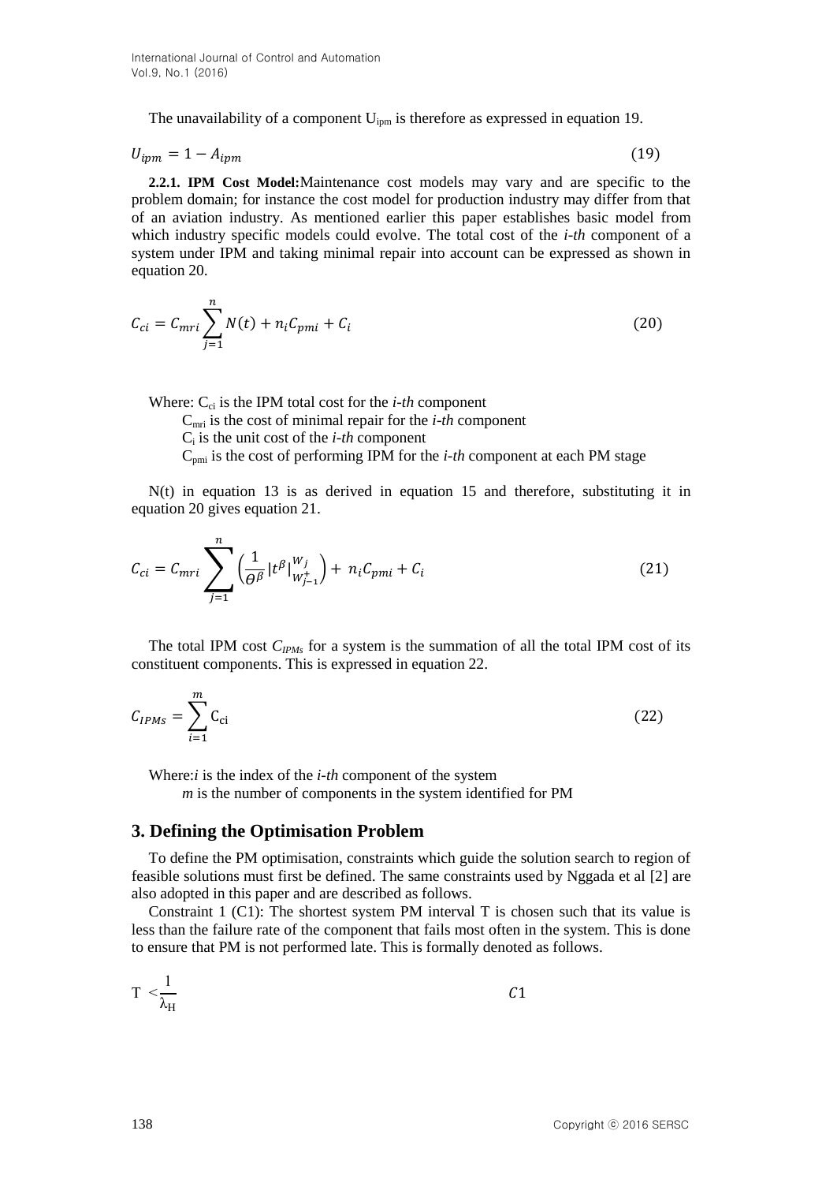The unavailability of a component $U_{ipm}$ is therefore as expressed in equation 19.

$$U_{ipm} = 1 - A_{ipm} \tag{19}$$

**2.2.1. IPM Cost Model:** Maintenance cost models may vary and are specific to the problem domain; for instance the cost model for production industry may differ from that of an aviation industry. As mentioned earlier this paper establishes basic model from which industry specific models could evolve. The total cost of the *i-th* component of a system under IPM and taking minimal repair into account can be expressed as shown in equation 20.

$$C_{ci} = C_{mri} \sum_{j=1}^{n} N(t) + n_i C_{pmi} + C_i \tag{20}$$

Where: $C_{ci}$ is the IPM total cost for the *i-th* component

$C_{mri}$ is the cost of minimal repair for the *i-th* component

$C_i$ is the unit cost of the *i-th* component

$C_{pmi}$ is the cost of performing IPM for the *i-th* component at each PM stage

N(t) in equation 13 is as derived in equation 15 and therefore, substituting it in equation 20 gives equation 21.

$$C_{ci} = C_{mri} \sum_{j=1}^{n} \left( \frac{1}{\Theta^{\beta}} |t^{\beta}|_{W_{j-1}^{+}}^{W_j} \right) + n_i C_{pmi} + C_i \tag{21}$$

The total IPM cost $C_{IPMs}$ for a system is the summation of all the total IPM cost of its constituent components. This is expressed in equation 22.

$$C_{IPMs} = \sum_{i=1}^{m} C_{ci} \tag{22}$$

Where: *i* is the index of the *i-th* component of the system

*m* is the number of components in the system identified for PM

## 3. Defining the Optimisation Problem

To define the PM optimisation, constraints which guide the solution search to region of feasible solutions must first be defined. The same constraints used by Nggada et al [2] are also adopted in this paper and are described as follows.

Constraint 1 (C1): The shortest system PM interval T is chosen such that its value is less than the failure rate of the component that fails most often in the system. This is done to ensure that PM is not performed late. This is formally denoted as follows.

$$T < \frac{1}{\lambda_H} \qquad C1$$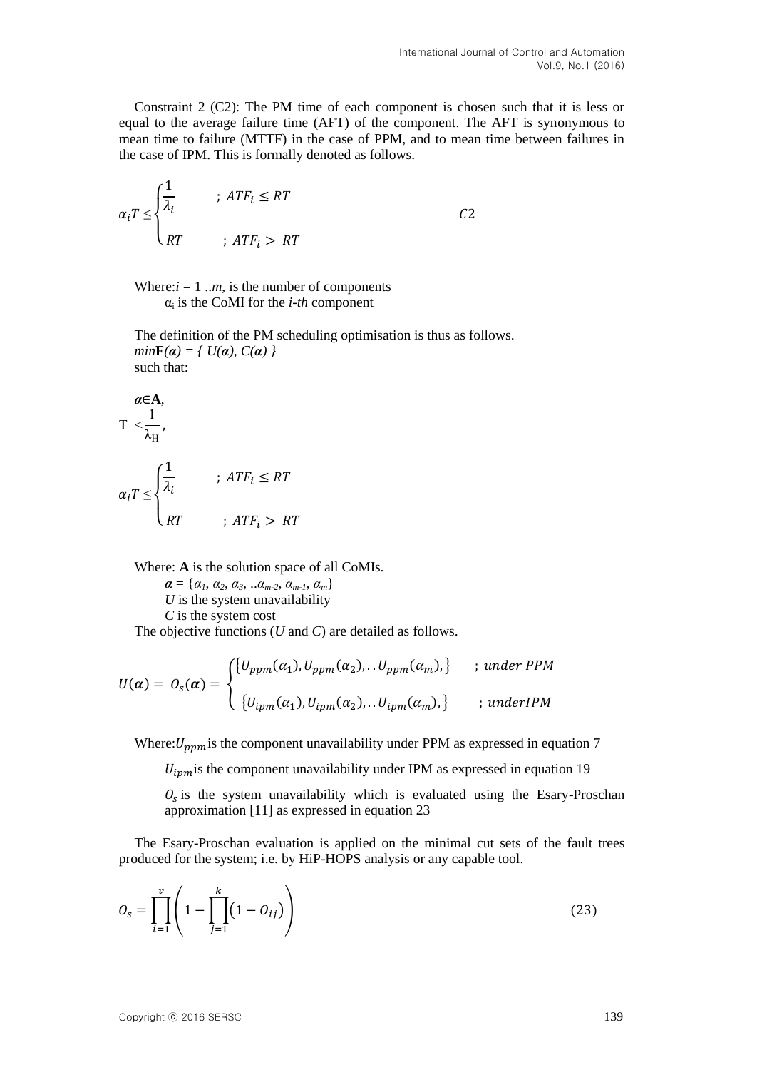Constraint 2 (C2): The PM time of each component is chosen such that it is less or equal to the average failure time (AFT) of the component. The AFT is synonymous to mean time to failure (MTTF) in the case of PPM, and to mean time between failures in the case of IPM. This is formally denoted as follows.

$$\alpha_i T \leq \begin{cases} \frac{1}{\lambda_i} & ;\ ATF_i \leq RT \\ RT & ;\ ATF_i > RT \end{cases} \qquad C2$$

Where: $i = 1 .. m$, is the number of components

$\alpha_i$ is the CoMI for the *i-th* component

The definition of the PM scheduling optimisation is thus as follows.

$min\mathbf{F}(\boldsymbol{\alpha}) = \{ U(\boldsymbol{\alpha}), C(\boldsymbol{\alpha}) \}$

such that:

$\boldsymbol{\alpha} \in \mathbf{A}$,

$T < \frac{1}{\lambda_H}$,

$$\alpha_i T \leq \begin{cases} \frac{1}{\lambda_i} & ;\ ATF_i \leq RT \\ RT & ;\ ATF_i > RT \end{cases}$$

Where: **A** is the solution space of all CoMIs.

$\boldsymbol{\alpha} = \{\alpha_1, \alpha_2, \alpha_3, ..\alpha_{m-2}, \alpha_{m-1}, \alpha_m\}$

$U$ is the system unavailability

$C$ is the system cost

The objective functions ($U$ and $C$) are detailed as follows.

$$U(\boldsymbol{\alpha}) = O_s(\boldsymbol{\alpha}) = \begin{cases} \{U_{ppm}(\alpha_1), U_{ppm}(\alpha_2), .. U_{ppm}(\alpha_m), \} & ;\ under\ PPM \\ \{U_{ipm}(\alpha_1), U_{ipm}(\alpha_2), .. U_{ipm}(\alpha_m), \} & ;\ under IPM \end{cases}$$

Where: $U_{ppm}$ is the component unavailability under PPM as expressed in equation 7

$U_{ipm}$ is the component unavailability under IPM as expressed in equation 19

$O_s$ is the system unavailability which is evaluated using the Esary-Proschan approximation [11] as expressed in equation 23

The Esary-Proschan evaluation is applied on the minimal cut sets of the fault trees produced for the system; i.e. by HiP-HOPS analysis or any capable tool.

$$O_s = \prod_{i=1}^{v} \left( 1 - \prod_{j=1}^{k} \left( 1 - O_{ij} \right) \right) \qquad (23)$$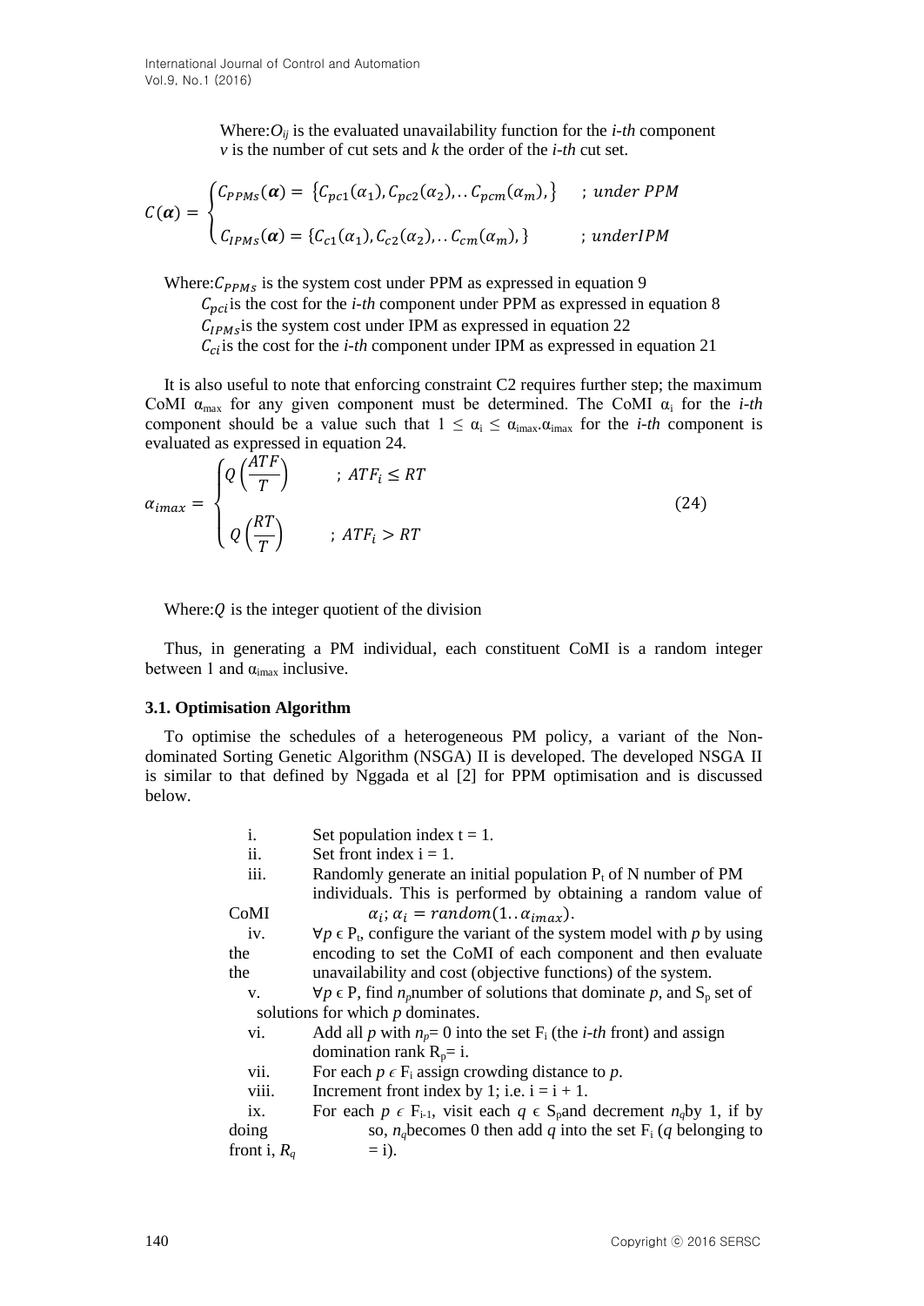Where: $O_{ij}$ is the evaluated unavailability function for the *i-th* component
$v$ is the number of cut sets and $k$ the order of the *i-th* cut set.

$$C(\boldsymbol{\alpha}) = \begin{cases} C_{PPMs}(\boldsymbol{\alpha}) = \{C_{pc1}(\alpha_1), C_{pc2}(\alpha_2), .. C_{pcm}(\alpha_m), \} & ;\ under\ PPM \\ C_{IPMs}(\boldsymbol{\alpha}) = \{C_{c1}(\alpha_1), C_{c2}(\alpha_2), .. C_{cm}(\alpha_m), \} & ;\ underIPM \end{cases}$$

Where: $C_{PPMs}$ is the system cost under PPM as expressed in equation 9
$C_{pci}$ is the cost for the *i-th* component under PPM as expressed in equation 8
$C_{IPMs}$ is the system cost under IPM as expressed in equation 22
$C_{ci}$ is the cost for the *i-th* component under IPM as expressed in equation 21

It is also useful to note that enforcing constraint C2 requires further step; the maximum CoMI $\alpha_{max}$ for any given component must be determined. The CoMI $\alpha_i$ for the *i-th* component should be a value such that $1 \leq \alpha_i \leq \alpha_{imax}$.$\alpha_{imax}$ for the *i-th* component is evaluated as expressed in equation 24.

$$\alpha_{imax} = \begin{cases} Q\left(\frac{ATF}{T}\right) & ;\ ATF_i \leq RT \\ Q\left(\frac{RT}{T}\right) & ;\ ATF_i > RT \end{cases} \tag{24}$$

Where: $Q$ is the integer quotient of the division

Thus, in generating a PM individual, each constituent CoMI is a random integer between 1 and $\alpha_{imax}$ inclusive.

### 3.1. Optimisation Algorithm

To optimise the schedules of a heterogeneous PM policy, a variant of the Non-dominated Sorting Genetic Algorithm (NSGA) II is developed. The developed NSGA II is similar to that defined by Nggada et al [2] for PPM optimisation and is discussed below.

i. Set population index t = 1.
ii. Set front index i = 1.
iii. Randomly generate an initial population $P_t$ of N number of PM individuals. This is performed by obtaining a random value of CoMI $\alpha_i$; $\alpha_i = random(1..\alpha_{imax})$.
iv. $\forall p \in P_t$, configure the variant of the system model with *p* by using the encoding to set the CoMI of each component and then evaluate the unavailability and cost (objective functions) of the system.
v. $\forall p \in P$, find $n_p$ number of solutions that dominate *p*, and $S_p$ set of solutions for which *p* dominates.
vi. Add all *p* with $n_p = 0$ into the set $F_i$ (the *i-th* front) and assign domination rank $R_p = i$.
vii. For each $p \in F_i$ assign crowding distance to *p*.
viii. Increment front index by 1; i.e. i = i + 1.
ix. For each $p \in F_{i-1}$, visit each $q \in S_p$ and decrement $n_q$ by 1, if by doing so, $n_q$ becomes 0 then add *q* into the set $F_i$ (*q* belonging to front i, $R_q = i$).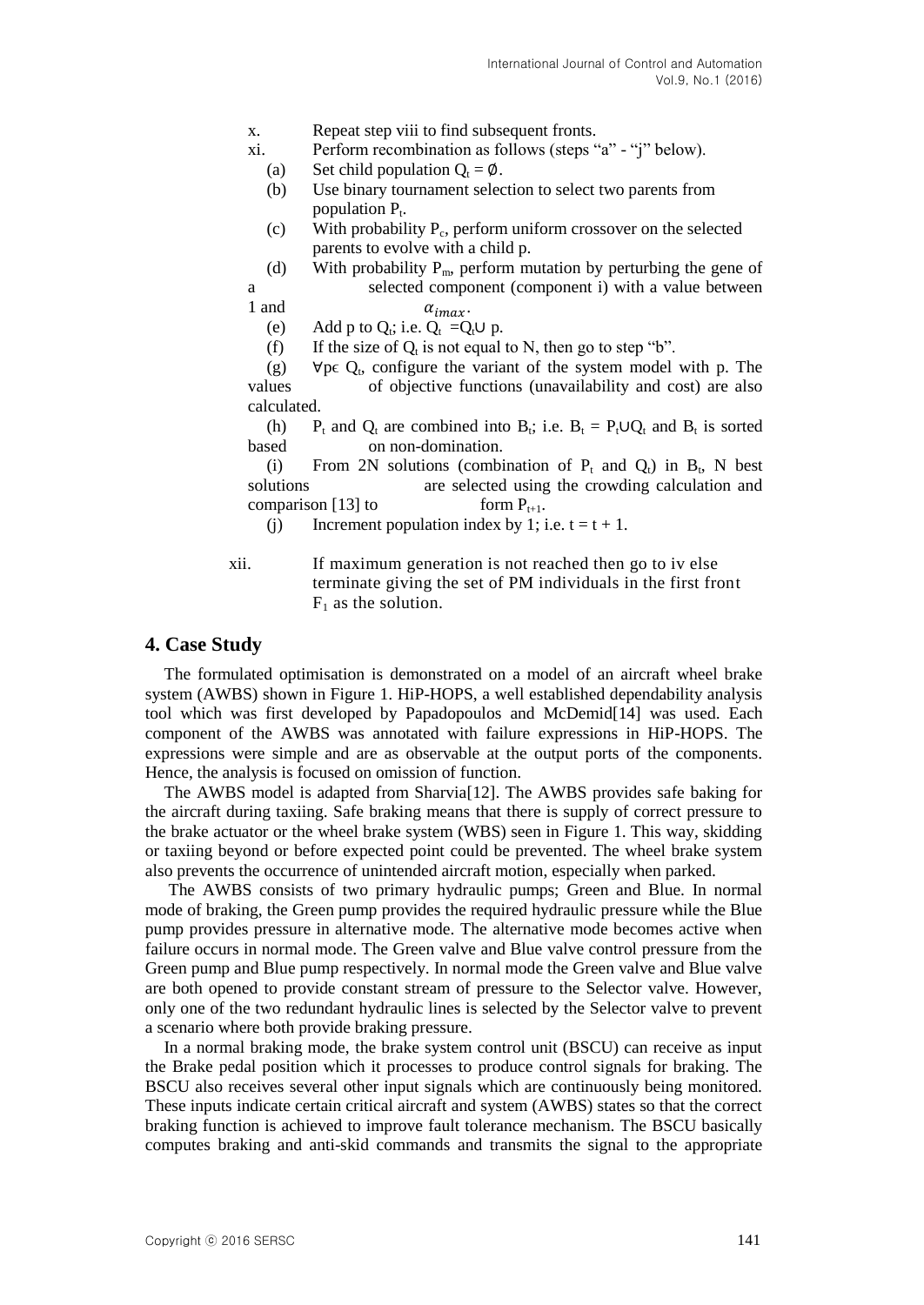x. Repeat step viii to find subsequent fronts.

xi. Perform recombination as follows (steps "a" - "j" below).

(a) Set child population $Q_t = \emptyset$.

(b) Use binary tournament selection to select two parents from population $P_t$.

(c) With probability $P_c$, perform uniform crossover on the selected parents to evolve with a child p.

(d) With probability $P_m$, perform mutation by perturbing the gene of a selected component (component i) with a value between 1 and $\alpha_{imax}$.

(e) Add p to $Q_t$; i.e. $Q_t = Q_t \cup p$.

(f) If the size of $Q_t$ is not equal to N, then go to step "b".

(g) $\forall p \in Q_t$, configure the variant of the system model with p. The values of objective functions (unavailability and cost) are also calculated.

(h) $P_t$ and $Q_t$ are combined into $B_t$; i.e. $B_t = P_t \cup Q_t$ and $B_t$ is sorted based on non-domination.

(i) From 2N solutions (combination of $P_t$ and $Q_t$) in $B_t$, N best solutions are selected using the crowding calculation and comparison [13] to form $P_{t+1}$.

(j) Increment population index by 1; i.e. $t = t + 1$.

xii. If maximum generation is not reached then go to iv else terminate giving the set of PM individuals in the first front $F_1$ as the solution.

## 4. Case Study

The formulated optimisation is demonstrated on a model of an aircraft wheel brake system (AWBS) shown in Figure 1. HiP-HOPS, a well established dependability analysis tool which was first developed by Papadopoulos and McDemid[14] was used. Each component of the AWBS was annotated with failure expressions in HiP-HOPS. The expressions were simple and are as observable at the output ports of the components. Hence, the analysis is focused on omission of function.

The AWBS model is adapted from Sharvia[12]. The AWBS provides safe baking for the aircraft during taxiing. Safe braking means that there is supply of correct pressure to the brake actuator or the wheel brake system (WBS) seen in Figure 1. This way, skidding or taxiing beyond or before expected point could be prevented. The wheel brake system also prevents the occurrence of unintended aircraft motion, especially when parked.

The AWBS consists of two primary hydraulic pumps; Green and Blue. In normal mode of braking, the Green pump provides the required hydraulic pressure while the Blue pump provides pressure in alternative mode. The alternative mode becomes active when failure occurs in normal mode. The Green valve and Blue valve control pressure from the Green pump and Blue pump respectively. In normal mode the Green valve and Blue valve are both opened to provide constant stream of pressure to the Selector valve. However, only one of the two redundant hydraulic lines is selected by the Selector valve to prevent a scenario where both provide braking pressure.

In a normal braking mode, the brake system control unit (BSCU) can receive as input the Brake pedal position which it processes to produce control signals for braking. The BSCU also receives several other input signals which are continuously being monitored. These inputs indicate certain critical aircraft and system (AWBS) states so that the correct braking function is achieved to improve fault tolerance mechanism. The BSCU basically computes braking and anti-skid commands and transmits the signal to the appropriate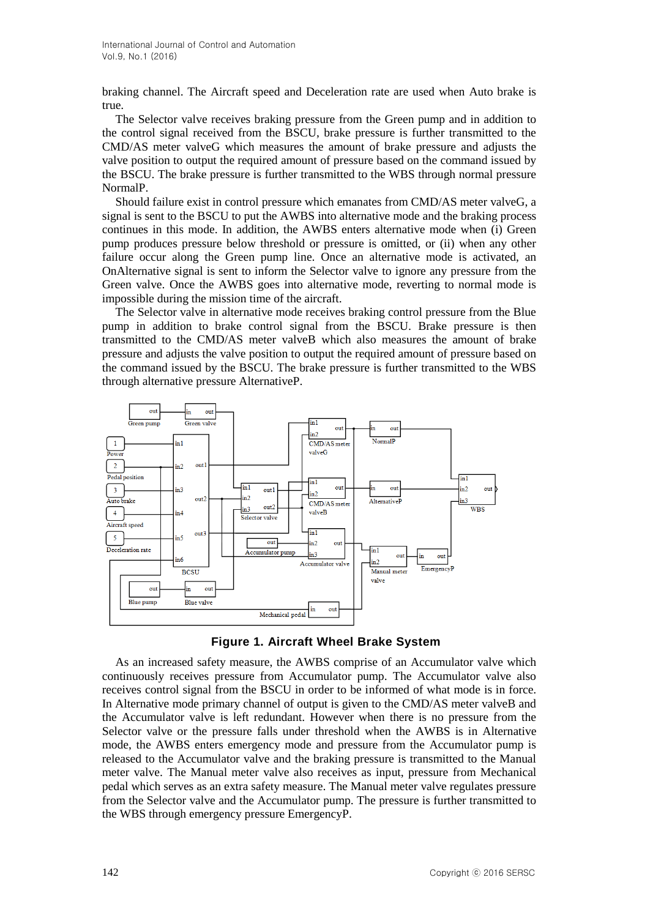braking channel. The Aircraft speed and Deceleration rate are used when Auto brake is true.

The Selector valve receives braking pressure from the Green pump and in addition to the control signal received from the BSCU, brake pressure is further transmitted to the CMD/AS meter valveG which measures the amount of brake pressure and adjusts the valve position to output the required amount of pressure based on the command issued by the BSCU. The brake pressure is further transmitted to the WBS through normal pressure NormalP.

Should failure exist in control pressure which emanates from CMD/AS meter valveG, a signal is sent to the BSCU to put the AWBS into alternative mode and the braking process continues in this mode. In addition, the AWBS enters alternative mode when (i) Green pump produces pressure below threshold or pressure is omitted, or (ii) when any other failure occur along the Green pump line. Once an alternative mode is activated, an OnAlternative signal is sent to inform the Selector valve to ignore any pressure from the Green valve. Once the AWBS goes into alternative mode, reverting to normal mode is impossible during the mission time of the aircraft.

The Selector valve in alternative mode receives braking control pressure from the Blue pump in addition to brake control signal from the BSCU. Brake pressure is then transmitted to the CMD/AS meter valveB which also measures the amount of brake pressure and adjusts the valve position to output the required amount of pressure based on the command issued by the BSCU. The brake pressure is further transmitted to the WBS through alternative pressure AlternativeP.

**Figure 1. Aircraft Wheel Brake System**

As an increased safety measure, the AWBS comprise of an Accumulator valve which continuously receives pressure from Accumulator pump. The Accumulator valve also receives control signal from the BSCU in order to be informed of what mode is in force. In Alternative mode primary channel of output is given to the CMD/AS meter valveB and the Accumulator valve is left redundant. However when there is no pressure from the Selector valve or the pressure falls under threshold when the AWBS is in Alternative mode, the AWBS enters emergency mode and pressure from the Accumulator pump is released to the Accumulator valve and the braking pressure is transmitted to the Manual meter valve. The Manual meter valve also receives as input, pressure from Mechanical pedal which serves as an extra safety measure. The Manual meter valve regulates pressure from the Selector valve and the Accumulator pump. The pressure is further transmitted to the WBS through emergency pressure EmergencyP.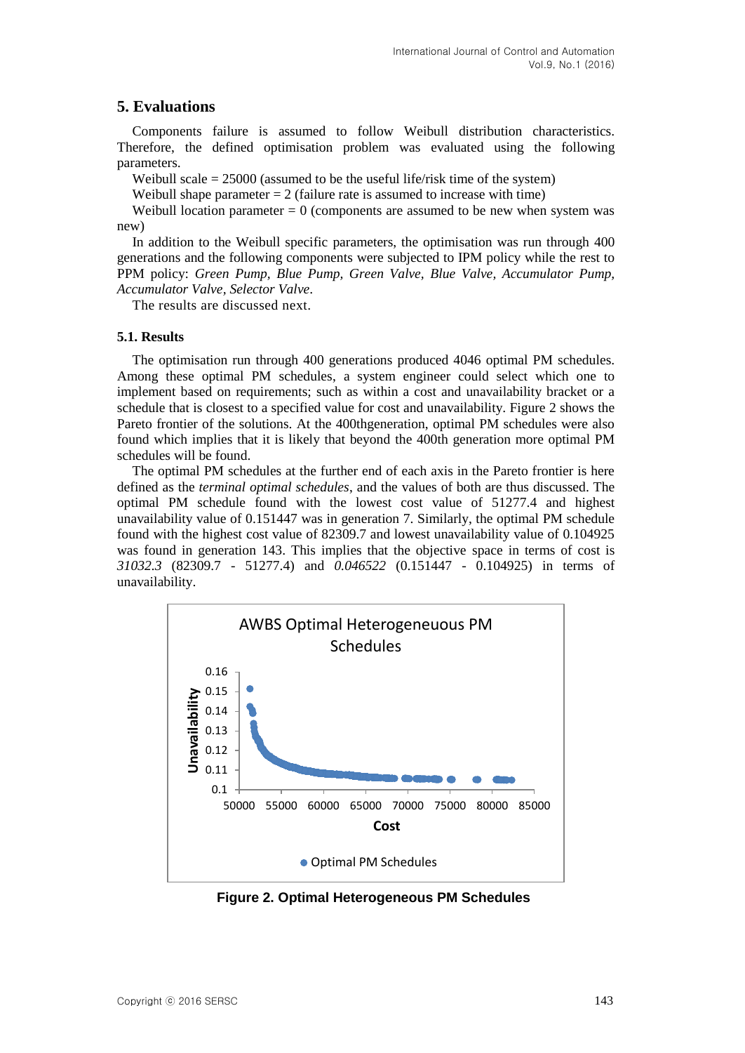## 5. Evaluations

Components failure is assumed to follow Weibull distribution characteristics. Therefore, the defined optimisation problem was evaluated using the following parameters.

Weibull scale = 25000 (assumed to be the useful life/risk time of the system)

Weibull shape parameter = 2 (failure rate is assumed to increase with time)

Weibull location parameter = 0 (components are assumed to be new when system was new)

In addition to the Weibull specific parameters, the optimisation was run through 400 generations and the following components were subjected to IPM policy while the rest to PPM policy: *Green Pump, Blue Pump, Green Valve, Blue Valve, Accumulator Pump, Accumulator Valve, Selector Valve*.

The results are discussed next.

### 5.1. Results

The optimisation run through 400 generations produced 4046 optimal PM schedules. Among these optimal PM schedules, a system engineer could select which one to implement based on requirements; such as within a cost and unavailability bracket or a schedule that is closest to a specified value for cost and unavailability. Figure 2 shows the Pareto frontier of the solutions. At the 400thgeneration, optimal PM schedules were also found which implies that it is likely that beyond the 400th generation more optimal PM schedules will be found.

The optimal PM schedules at the further end of each axis in the Pareto frontier is here defined as the *terminal optimal schedules*, and the values of both are thus discussed. The optimal PM schedule found with the lowest cost value of 51277.4 and highest unavailability value of 0.151447 was in generation 7. Similarly, the optimal PM schedule found with the highest cost value of 82309.7 and lowest unavailability value of 0.104925 was found in generation 143. This implies that the objective space in terms of cost is *31032.3* (82309.7 - 51277.4) and *0.046522* (0.151447 - 0.104925) in terms of unavailability.

**Figure 2. Optimal Heterogeneous PM Schedules**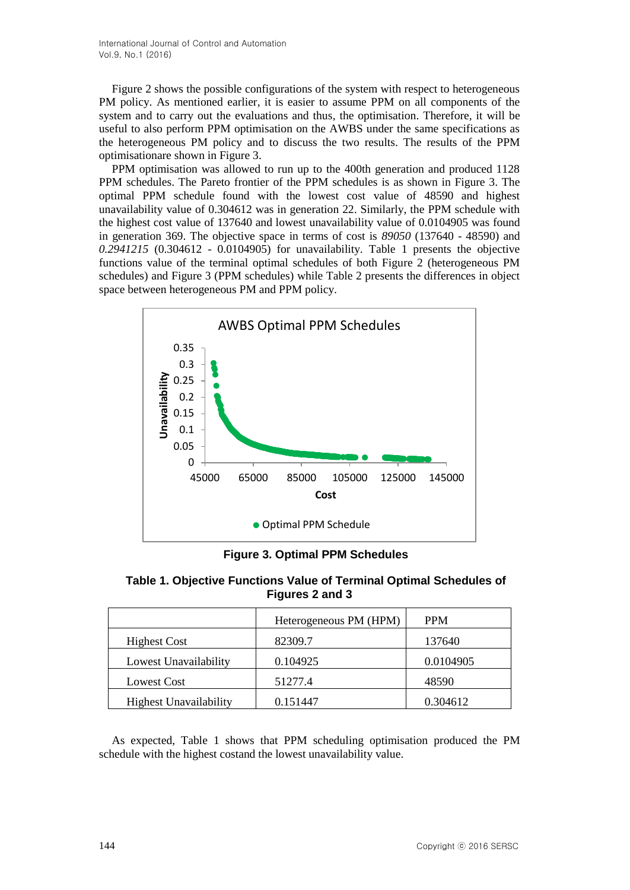Figure 2 shows the possible configurations of the system with respect to heterogeneous PM policy. As mentioned earlier, it is easier to assume PPM on all components of the system and to carry out the evaluations and thus, the optimisation. Therefore, it will be useful to also perform PPM optimisation on the AWBS under the same specifications as the heterogeneous PM policy and to discuss the two results. The results of the PPM optimisationare shown in Figure 3.

PPM optimisation was allowed to run up to the 400th generation and produced 1128 PPM schedules. The Pareto frontier of the PPM schedules is as shown in Figure 3. The optimal PPM schedule found with the lowest cost value of 48590 and highest unavailability value of 0.304612 was in generation 22. Similarly, the PPM schedule with the highest cost value of 137640 and lowest unavailability value of 0.0104905 was found in generation 369. The objective space in terms of cost is *89050* (137640 - 48590) and *0.2941215* (0.304612 - 0.0104905) for unavailability. Table 1 presents the objective functions value of the terminal optimal schedules of both Figure 2 (heterogeneous PM schedules) and Figure 3 (PPM schedules) while Table 2 presents the differences in object space between heterogeneous PM and PPM policy.

**Figure 3. Optimal PPM Schedules**

**Table 1. Objective Functions Value of Terminal Optimal Schedules of Figures 2 and 3**

| | Heterogeneous PM (HPM) | PPM |
|---|---|---|
| Highest Cost | 82309.7 | 137640 |
| Lowest Unavailability | 0.104925 | 0.0104905 |
| Lowest Cost | 51277.4 | 48590 |
| Highest Unavailability | 0.151447 | 0.304612 |

As expected, Table 1 shows that PPM scheduling optimisation produced the PM schedule with the highest costand the lowest unavailability value.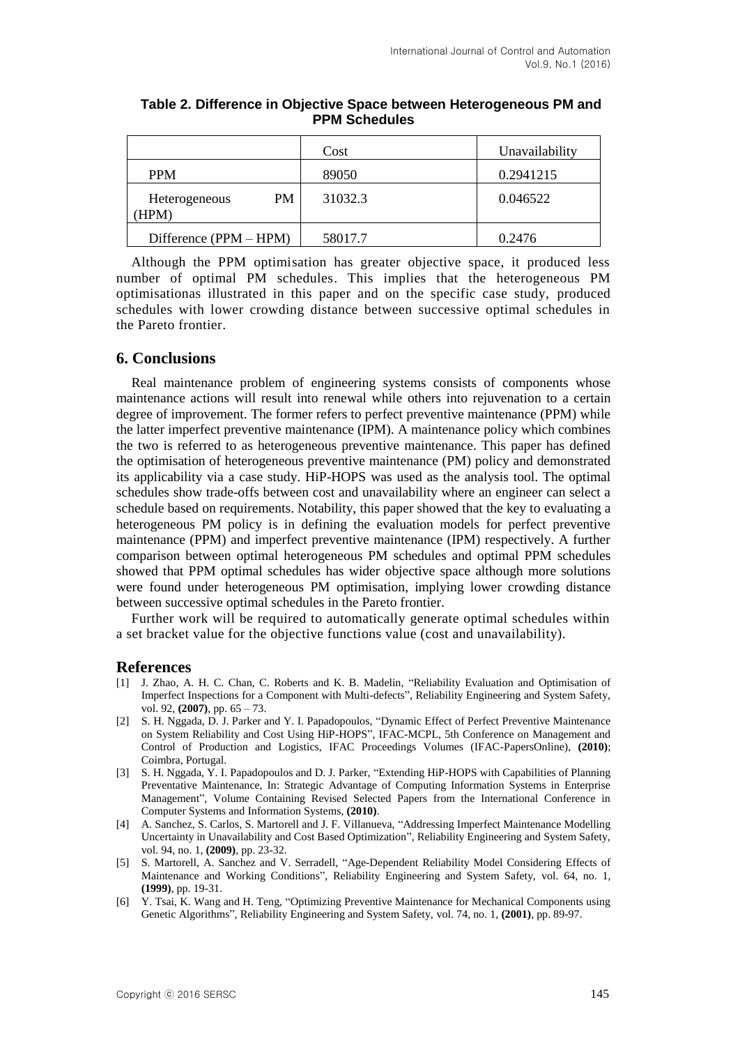**Table 2. Difference in Objective Space between Heterogeneous PM and PPM Schedules**

| | Cost | Unavailability |
|---|---|---|
| PPM | 89050 | 0.2941215 |
| Heterogeneous PM (HPM) | 31032.3 | 0.046522 |
| Difference (PPM – HPM) | 58017.7 | 0.2476 |

Although the PPM optimisation has greater objective space, it produced less number of optimal PM schedules. This implies that the heterogeneous PM optimisationas illustrated in this paper and on the specific case study, produced schedules with lower crowding distance between successive optimal schedules in the Pareto frontier.

## 6. Conclusions

Real maintenance problem of engineering systems consists of components whose maintenance actions will result into renewal while others into rejuvenation to a certain degree of improvement. The former refers to perfect preventive maintenance (PPM) while the latter imperfect preventive maintenance (IPM). A maintenance policy which combines the two is referred to as heterogeneous preventive maintenance. This paper has defined the optimisation of heterogeneous preventive maintenance (PM) policy and demonstrated its applicability via a case study. HiP-HOPS was used as the analysis tool. The optimal schedules show trade-offs between cost and unavailability where an engineer can select a schedule based on requirements. Notability, this paper showed that the key to evaluating a heterogeneous PM policy is in defining the evaluation models for perfect preventive maintenance (PPM) and imperfect preventive maintenance (IPM) respectively. A further comparison between optimal heterogeneous PM schedules and optimal PPM schedules showed that PPM optimal schedules has wider objective space although more solutions were found under heterogeneous PM optimisation, implying lower crowding distance between successive optimal schedules in the Pareto frontier.

Further work will be required to automatically generate optimal schedules within a set bracket value for the objective functions value (cost and unavailability).

## References

[1] J. Zhao, A. H. C. Chan, C. Roberts and K. B. Madelin, "Reliability Evaluation and Optimisation of Imperfect Inspections for a Component with Multi-defects", Reliability Engineering and System Safety, vol. 92, **(2007)**, pp. 65 – 73.

[2] S. H. Nggada, D. J. Parker and Y. I. Papadopoulos, "Dynamic Effect of Perfect Preventive Maintenance on System Reliability and Cost Using HiP-HOPS", IFAC-MCPL, 5th Conference on Management and Control of Production and Logistics, IFAC Proceedings Volumes (IFAC-PapersOnline), **(2010)**; Coimbra, Portugal.

[3] S. H. Nggada, Y. I. Papadopoulos and D. J. Parker, "Extending HiP-HOPS with Capabilities of Planning Preventative Maintenance, In: Strategic Advantage of Computing Information Systems in Enterprise Management", Volume Containing Revised Selected Papers from the International Conference in Computer Systems and Information Systems, **(2010)**.

[4] A. Sanchez, S. Carlos, S. Martorell and J. F. Villanueva, "Addressing Imperfect Maintenance Modelling Uncertainty in Unavailability and Cost Based Optimization", Reliability Engineering and System Safety, vol. 94, no. 1, **(2009)**, pp. 23-32.

[5] S. Martorell, A. Sanchez and V. Serradell, "Age-Dependent Reliability Model Considering Effects of Maintenance and Working Conditions", Reliability Engineering and System Safety, vol. 64, no. 1, **(1999)**, pp. 19-31.

[6] Y. Tsai, K. Wang and H. Teng, "Optimizing Preventive Maintenance for Mechanical Components using Genetic Algorithms", Reliability Engineering and System Safety, vol. 74, no. 1, **(2001)**, pp. 89-97.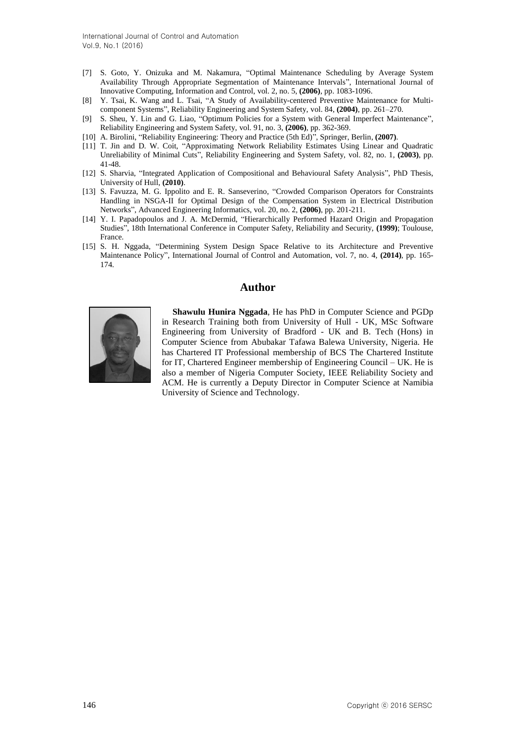[7] S. Goto, Y. Onizuka and M. Nakamura, "Optimal Maintenance Scheduling by Average System Availability Through Appropriate Segmentation of Maintenance Intervals", International Journal of Innovative Computing, Information and Control, vol. 2, no. 5, **(2006)**, pp. 1083-1096.

[8] Y. Tsai, K. Wang and L. Tsai, "A Study of Availability-centered Preventive Maintenance for Multi-component Systems", Reliability Engineering and System Safety, vol. 84, **(2004)**, pp. 261–270.

[9] S. Sheu, Y. Lin and G. Liao, "Optimum Policies for a System with General Imperfect Maintenance", Reliability Engineering and System Safety, vol. 91, no. 3, **(2006)**, pp. 362-369.

[10] A. Birolini, "Reliability Engineering: Theory and Practice (5th Ed)", Springer, Berlin, **(2007)**.

[11] T. Jin and D. W. Coit, "Approximating Network Reliability Estimates Using Linear and Quadratic Unreliability of Minimal Cuts", Reliability Engineering and System Safety, vol. 82, no. 1, **(2003)**, pp. 41-48.

[12] S. Sharvia, "Integrated Application of Compositional and Behavioural Safety Analysis", PhD Thesis, University of Hull, **(2010)**.

[13] S. Favuzza, M. G. Ippolito and E. R. Sanseverino, "Crowded Comparison Operators for Constraints Handling in NSGA-II for Optimal Design of the Compensation System in Electrical Distribution Networks", Advanced Engineering Informatics, vol. 20, no. 2, **(2006)**, pp. 201-211.

[14] Y. I. Papadopoulos and J. A. McDermid, "Hierarchically Performed Hazard Origin and Propagation Studies", 18th International Conference in Computer Safety, Reliability and Security, **(1999)**; Toulouse, France.

[15] S. H. Nggada, "Determining System Design Space Relative to its Architecture and Preventive Maintenance Policy", International Journal of Control and Automation, vol. 7, no. 4, **(2014)**, pp. 165-174.

## Author

**Shawulu Hunira Nggada**, He has PhD in Computer Science and PGDp in Research Training both from University of Hull - UK, MSc Software Engineering from University of Bradford - UK and B. Tech (Hons) in Computer Science from Abubakar Tafawa Balewa University, Nigeria. He has Chartered IT Professional membership of BCS The Chartered Institute for IT, Chartered Engineer membership of Engineering Council – UK. He is also a member of Nigeria Computer Society, IEEE Reliability Society and ACM. He is currently a Deputy Director in Computer Science at Namibia University of Science and Technology.